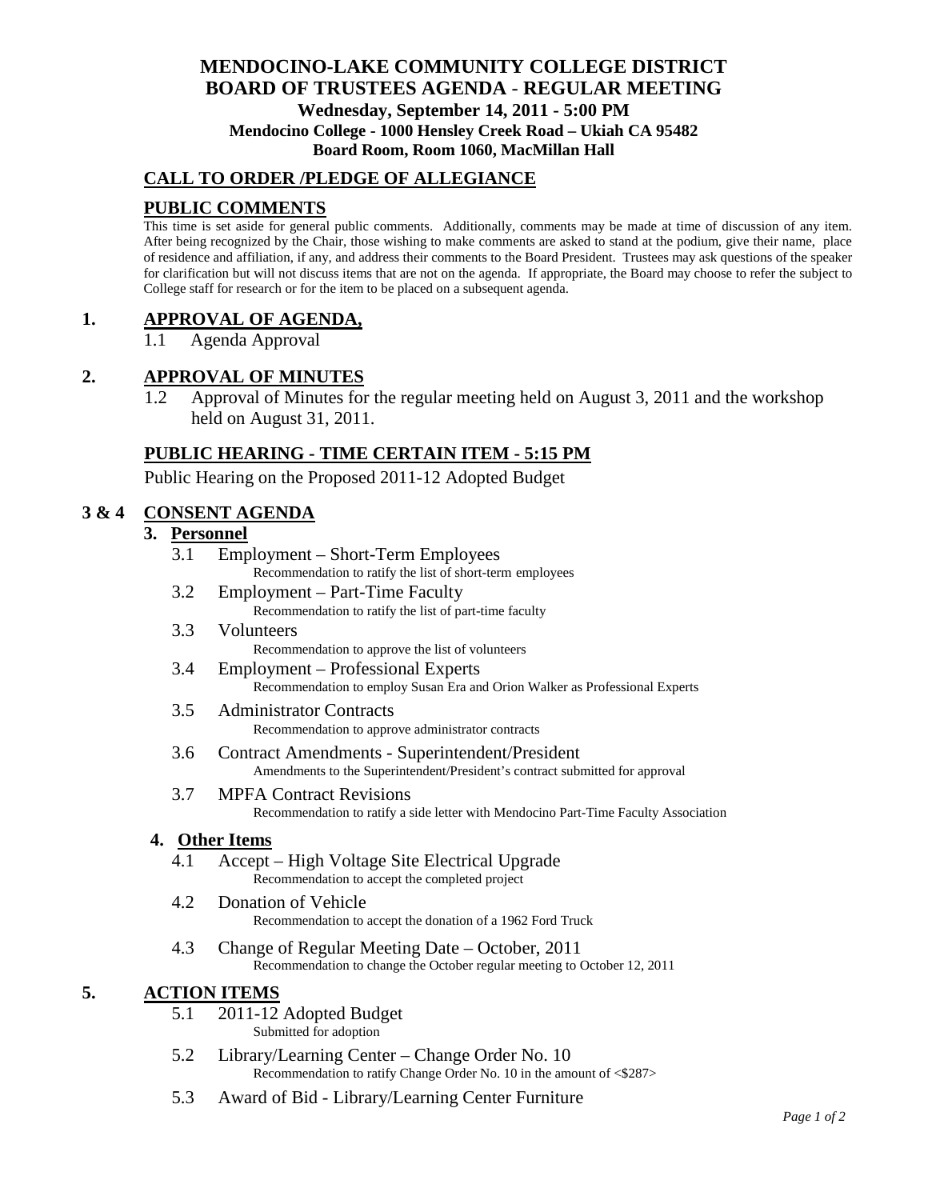# MENDOCINO-LAKE COMMUNITY COLLEGE DISTRICT
# BOARD OF TRUSTEES AGENDA - REGULAR MEETING

**Wednesday, September 14, 2011 - 5:00 PM**
**Mendocino College - 1000 Hensley Creek Road – Ukiah CA 95482**
**Board Room, Room 1060, MacMillan Hall**

## CALL TO ORDER /PLEDGE OF ALLEGIANCE

## PUBLIC COMMENTS

This time is set aside for general public comments. Additionally, comments may be made at time of discussion of any item. After being recognized by the Chair, those wishing to make comments are asked to stand at the podium, give their name, place of residence and affiliation, if any, and address their comments to the Board President. Trustees may ask questions of the speaker for clarification but will not discuss items that are not on the agenda. If appropriate, the Board may choose to refer the subject to College staff for research or for the item to be placed on a subsequent agenda.

## 1. APPROVAL OF AGENDA,

1.1 Agenda Approval

## 2. APPROVAL OF MINUTES

1.2 Approval of Minutes for the regular meeting held on August 3, 2011 and the workshop held on August 31, 2011.

## PUBLIC HEARING - TIME CERTAIN ITEM - 5:15 PM

Public Hearing on the Proposed 2011-12 Adopted Budget

## 3 & 4 CONSENT AGENDA

### 3. Personnel

3.1 Employment – Short-Term Employees
Recommendation to ratify the list of short-term employees

3.2 Employment – Part-Time Faculty
Recommendation to ratify the list of part-time faculty

3.3 Volunteers
Recommendation to approve the list of volunteers

3.4 Employment – Professional Experts
Recommendation to employ Susan Era and Orion Walker as Professional Experts

3.5 Administrator Contracts
Recommendation to approve administrator contracts

3.6 Contract Amendments - Superintendent/President
Amendments to the Superintendent/President's contract submitted for approval

3.7 MPFA Contract Revisions
Recommendation to ratify a side letter with Mendocino Part-Time Faculty Association

### 4. Other Items

4.1 Accept – High Voltage Site Electrical Upgrade
Recommendation to accept the completed project

4.2 Donation of Vehicle
Recommendation to accept the donation of a 1962 Ford Truck

4.3 Change of Regular Meeting Date – October, 2011
Recommendation to change the October regular meeting to October 12, 2011

## 5. ACTION ITEMS

5.1 2011-12 Adopted Budget
Submitted for adoption

5.2 Library/Learning Center – Change Order No. 10
Recommendation to ratify Change Order No. 10 in the amount of <$287>

5.3 Award of Bid - Library/Learning Center Furniture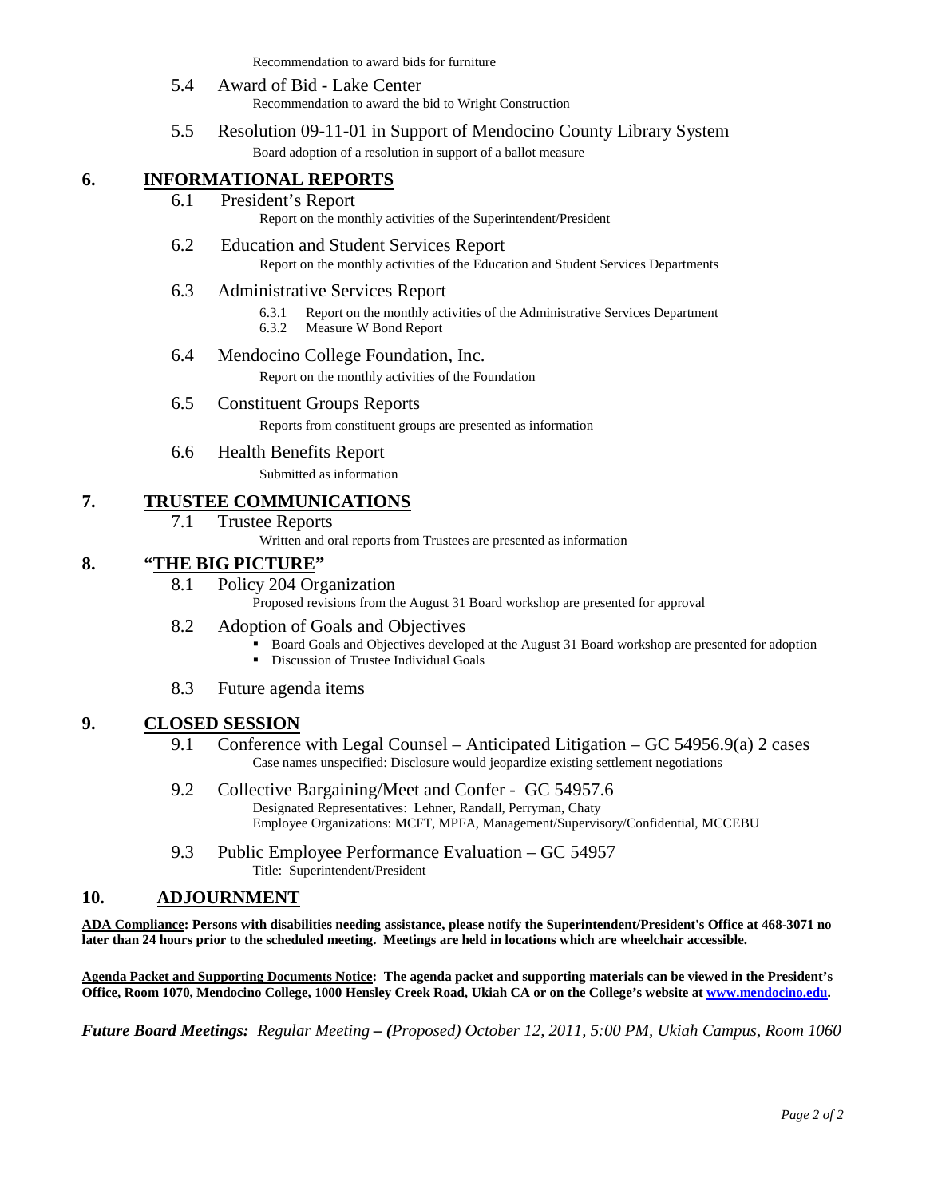Recommendation to award bids for furniture

5.4 Award of Bid - Lake Center
   Recommendation to award the bid to Wright Construction

5.5 Resolution 09-11-01 in Support of Mendocino County Library System
   Board adoption of a resolution in support of a ballot measure

## 6. INFORMATIONAL REPORTS

6.1 President's Report
   Report on the monthly activities of the Superintendent/President

6.2 Education and Student Services Report
   Report on the monthly activities of the Education and Student Services Departments

6.3 Administrative Services Report
   - 6.3.1 Report on the monthly activities of the Administrative Services Department
   - 6.3.2 Measure W Bond Report

6.4 Mendocino College Foundation, Inc.
   Report on the monthly activities of the Foundation

6.5 Constituent Groups Reports
   Reports from constituent groups are presented as information

6.6 Health Benefits Report
   Submitted as information

## 7. TRUSTEE COMMUNICATIONS

7.1 Trustee Reports
   Written and oral reports from Trustees are presented as information

## 8. "THE BIG PICTURE"

8.1 Policy 204 Organization
   Proposed revisions from the August 31 Board workshop are presented for approval

8.2 Adoption of Goals and Objectives
   - Board Goals and Objectives developed at the August 31 Board workshop are presented for adoption
   - Discussion of Trustee Individual Goals

8.3 Future agenda items

## 9. CLOSED SESSION

9.1 Conference with Legal Counsel – Anticipated Litigation – GC 54956.9(a) 2 cases
   Case names unspecified: Disclosure would jeopardize existing settlement negotiations

9.2 Collective Bargaining/Meet and Confer - GC 54957.6
   Designated Representatives: Lehner, Randall, Perryman, Chaty
   Employee Organizations: MCFT, MPFA, Management/Supervisory/Confidential, MCCEBU

9.3 Public Employee Performance Evaluation – GC 54957
   Title: Superintendent/President

## 10. ADJOURNMENT

**ADA Compliance: Persons with disabilities needing assistance, please notify the Superintendent/President's Office at 468-3071 no later than 24 hours prior to the scheduled meeting. Meetings are held in locations which are wheelchair accessible.**

**Agenda Packet and Supporting Documents Notice: The agenda packet and supporting materials can be viewed in the President's Office, Room 1070, Mendocino College, 1000 Hensley Creek Road, Ukiah CA or on the College's website at www.mendocino.edu.**

***Future Board Meetings:*** *Regular Meeting – (Proposed) October 12, 2011, 5:00 PM, Ukiah Campus, Room 1060*